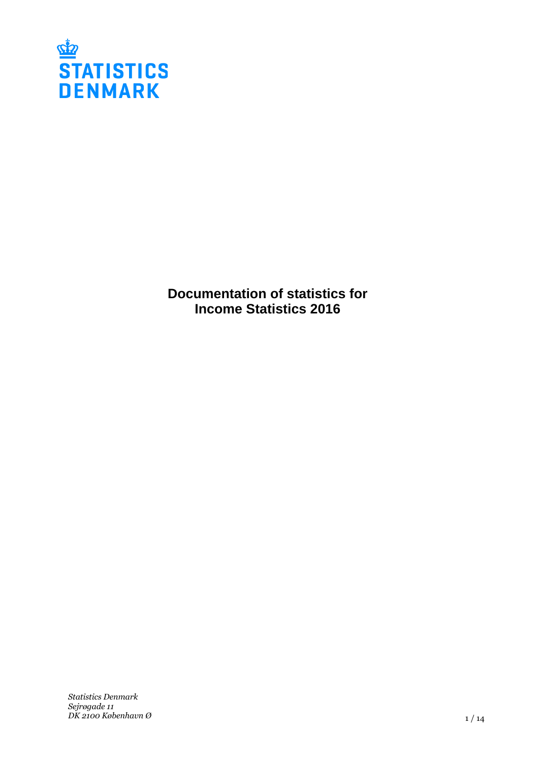STATISTICS DENMARK

# Documentation of statistics for Income Statistics 2016

*Statistics Denmark*
*Sejrøgade 11*
*DK 2100 København Ø*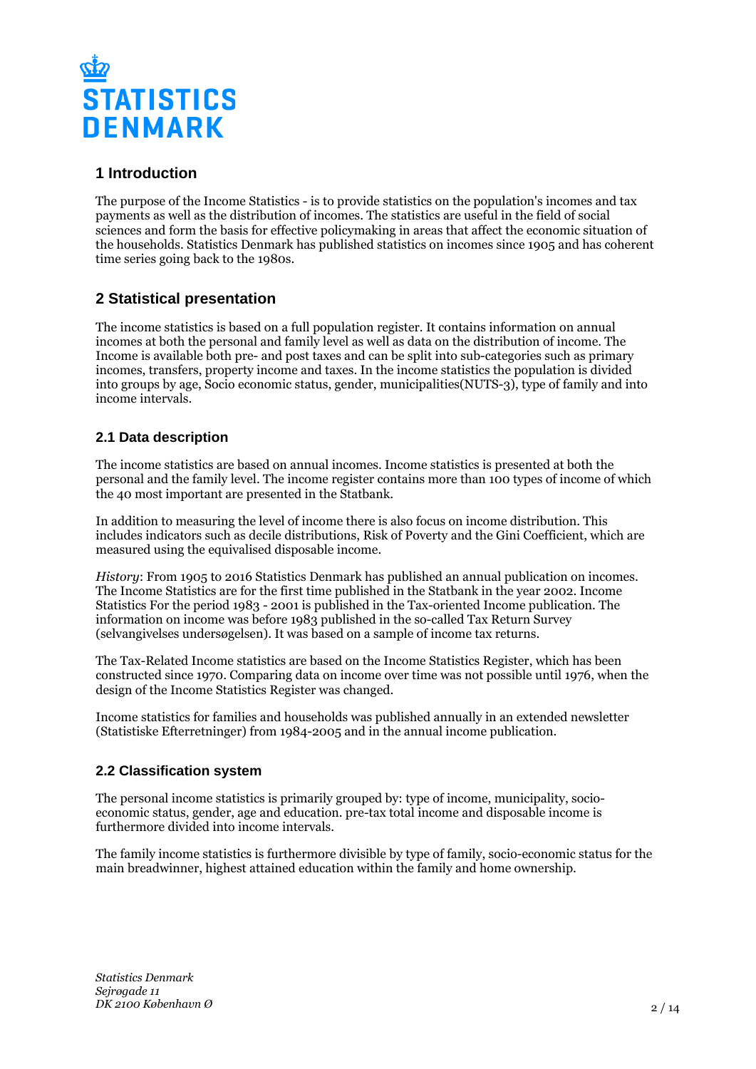## 1 Introduction

The purpose of the Income Statistics - is to provide statistics on the population's incomes and tax payments as well as the distribution of incomes. The statistics are useful in the field of social sciences and form the basis for effective policymaking in areas that affect the economic situation of the households. Statistics Denmark has published statistics on incomes since 1905 and has coherent time series going back to the 1980s.

## 2 Statistical presentation

The income statistics is based on a full population register. It contains information on annual incomes at both the personal and family level as well as data on the distribution of income. The Income is available both pre- and post taxes and can be split into sub-categories such as primary incomes, transfers, property income and taxes. In the income statistics the population is divided into groups by age, Socio economic status, gender, municipalities(NUTS-3), type of family and into income intervals.

### 2.1 Data description

The income statistics are based on annual incomes. Income statistics is presented at both the personal and the family level. The income register contains more than 100 types of income of which the 40 most important are presented in the Statbank.

In addition to measuring the level of income there is also focus on income distribution. This includes indicators such as decile distributions, Risk of Poverty and the Gini Coefficient, which are measured using the equivalised disposable income.

*History*: From 1905 to 2016 Statistics Denmark has published an annual publication on incomes. The Income Statistics are for the first time published in the Statbank in the year 2002. Income Statistics For the period 1983 - 2001 is published in the Tax-oriented Income publication. The information on income was before 1983 published in the so-called Tax Return Survey (selvangivelses undersøgelsen). It was based on a sample of income tax returns.

The Tax-Related Income statistics are based on the Income Statistics Register, which has been constructed since 1970. Comparing data on income over time was not possible until 1976, when the design of the Income Statistics Register was changed.

Income statistics for families and households was published annually in an extended newsletter (Statistiske Efterretninger) from 1984-2005 and in the annual income publication.

### 2.2 Classification system

The personal income statistics is primarily grouped by: type of income, municipality, socio-economic status, gender, age and education. pre-tax total income and disposable income is furthermore divided into income intervals.

The family income statistics is furthermore divisible by type of family, socio-economic status for the main breadwinner, highest attained education within the family and home ownership.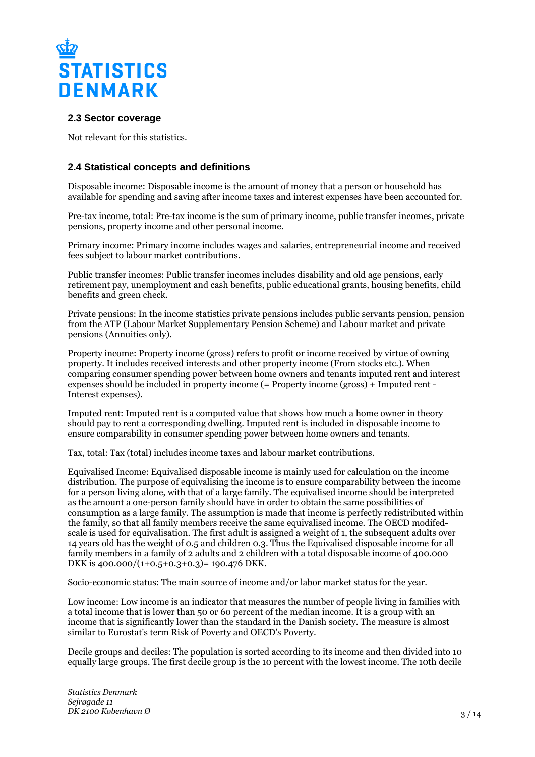### 2.3 Sector coverage

Not relevant for this statistics.

### 2.4 Statistical concepts and definitions

Disposable income: Disposable income is the amount of money that a person or household has available for spending and saving after income taxes and interest expenses have been accounted for.

Pre-tax income, total: Pre-tax income is the sum of primary income, public transfer incomes, private pensions, property income and other personal income.

Primary income: Primary income includes wages and salaries, entrepreneurial income and received fees subject to labour market contributions.

Public transfer incomes: Public transfer incomes includes disability and old age pensions, early retirement pay, unemployment and cash benefits, public educational grants, housing benefits, child benefits and green check.

Private pensions: In the income statistics private pensions includes public servants pension, pension from the ATP (Labour Market Supplementary Pension Scheme) and Labour market and private pensions (Annuities only).

Property income: Property income (gross) refers to profit or income received by virtue of owning property. It includes received interests and other property income (From stocks etc.). When comparing consumer spending power between home owners and tenants imputed rent and interest expenses should be included in property income (= Property income (gross) + Imputed rent - Interest expenses).

Imputed rent: Imputed rent is a computed value that shows how much a home owner in theory should pay to rent a corresponding dwelling. Imputed rent is included in disposable income to ensure comparability in consumer spending power between home owners and tenants.

Tax, total: Tax (total) includes income taxes and labour market contributions.

Equivalised Income: Equivalised disposable income is mainly used for calculation on the income distribution. The purpose of equivalising the income is to ensure comparability between the income for a person living alone, with that of a large family. The equivalised income should be interpreted as the amount a one-person family should have in order to obtain the same possibilities of consumption as a large family. The assumption is made that income is perfectly redistributed within the family, so that all family members receive the same equivalised income. The OECD modifed-scale is used for equivalisation. The first adult is assigned a weight of 1, the subsequent adults over 14 years old has the weight of 0.5 and children 0.3. Thus the Equivalised disposable income for all family members in a family of 2 adults and 2 children with a total disposable income of 400.000 DKK is 400.000/(1+0.5+0.3+0.3)= 190.476 DKK.

Socio-economic status: The main source of income and/or labor market status for the year.

Low income: Low income is an indicator that measures the number of people living in families with a total income that is lower than 50 or 60 percent of the median income. It is a group with an income that is significantly lower than the standard in the Danish society. The measure is almost similar to Eurostat's term Risk of Poverty and OECD's Poverty.

Decile groups and deciles: The population is sorted according to its income and then divided into 10 equally large groups. The first decile group is the 10 percent with the lowest income. The 10th decile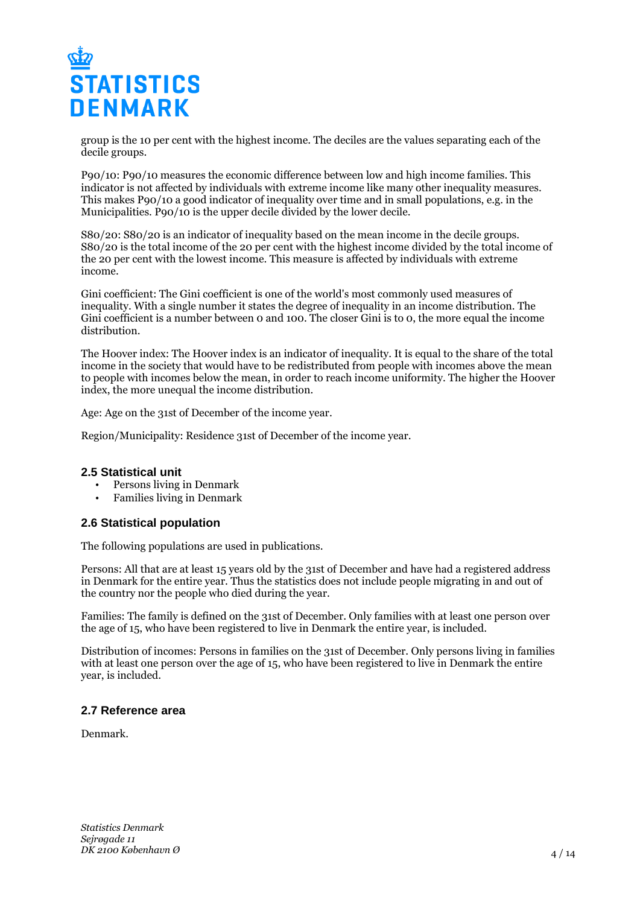group is the 10 per cent with the highest income. The deciles are the values separating each of the decile groups.

P90/10: P90/10 measures the economic difference between low and high income families. This indicator is not affected by individuals with extreme income like many other inequality measures. This makes P90/10 a good indicator of inequality over time and in small populations, e.g. in the Municipalities. P90/10 is the upper decile divided by the lower decile.

S80/20: S80/20 is an indicator of inequality based on the mean income in the decile groups. S80/20 is the total income of the 20 per cent with the highest income divided by the total income of the 20 per cent with the lowest income. This measure is affected by individuals with extreme income.

Gini coefficient: The Gini coefficient is one of the world's most commonly used measures of inequality. With a single number it states the degree of inequality in an income distribution. The Gini coefficient is a number between 0 and 100. The closer Gini is to 0, the more equal the income distribution.

The Hoover index: The Hoover index is an indicator of inequality. It is equal to the share of the total income in the society that would have to be redistributed from people with incomes above the mean to people with incomes below the mean, in order to reach income uniformity. The higher the Hoover index, the more unequal the income distribution.

Age: Age on the 31st of December of the income year.

Region/Municipality: Residence 31st of December of the income year.

### 2.5 Statistical unit

- Persons living in Denmark
- Families living in Denmark

### 2.6 Statistical population

The following populations are used in publications.

Persons: All that are at least 15 years old by the 31st of December and have had a registered address in Denmark for the entire year. Thus the statistics does not include people migrating in and out of the country nor the people who died during the year.

Families: The family is defined on the 31st of December. Only families with at least one person over the age of 15, who have been registered to live in Denmark the entire year, is included.

Distribution of incomes: Persons in families on the 31st of December. Only persons living in families with at least one person over the age of 15, who have been registered to live in Denmark the entire year, is included.

### 2.7 Reference area

Denmark.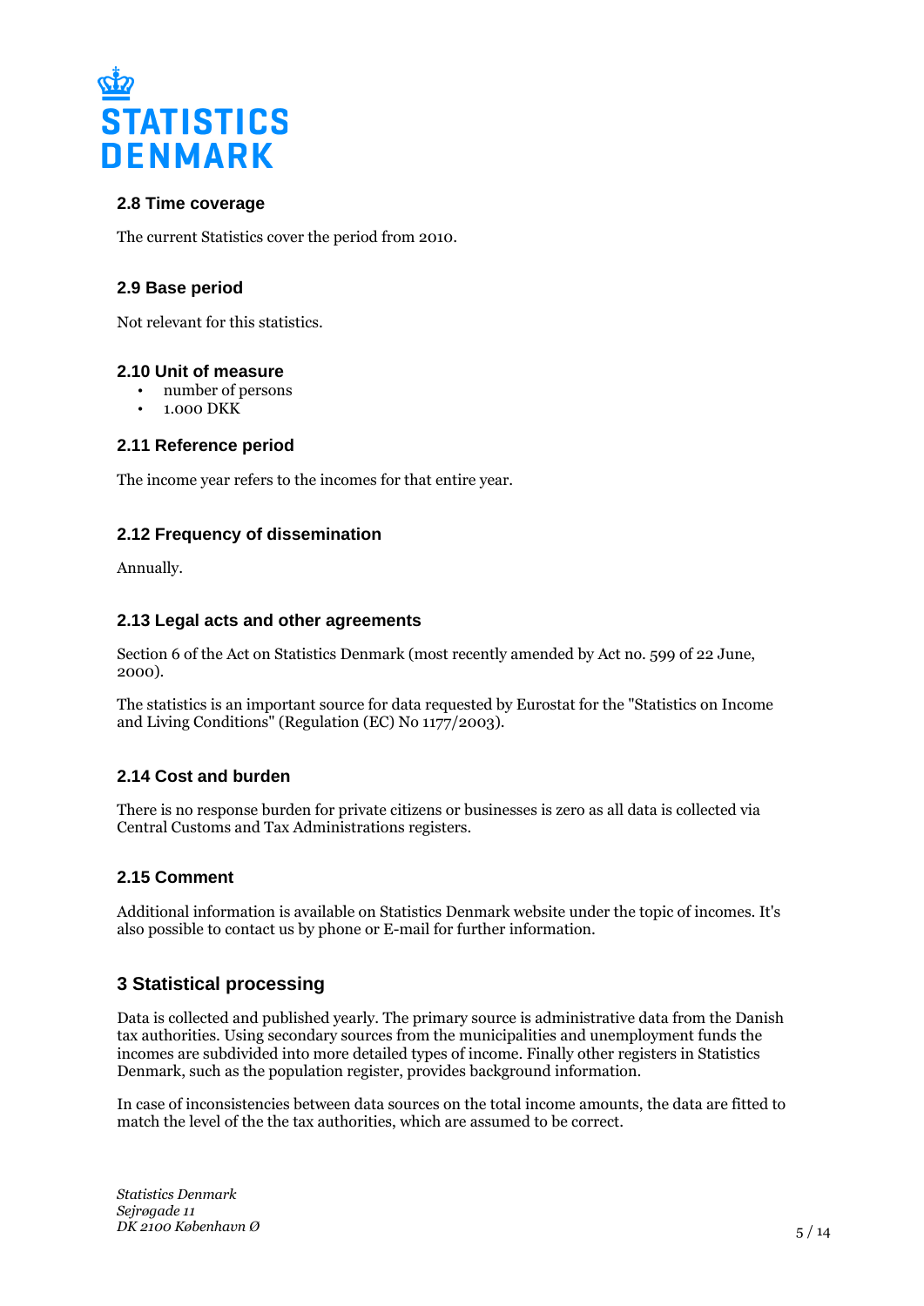### 2.8 Time coverage

The current Statistics cover the period from 2010.

### 2.9 Base period

Not relevant for this statistics.

### 2.10 Unit of measure

- number of persons
- 1.000 DKK

### 2.11 Reference period

The income year refers to the incomes for that entire year.

### 2.12 Frequency of dissemination

Annually.

### 2.13 Legal acts and other agreements

Section 6 of the Act on Statistics Denmark (most recently amended by Act no. 599 of 22 June, 2000).

The statistics is an important source for data requested by Eurostat for the "Statistics on Income and Living Conditions" (Regulation (EC) No 1177/2003).

### 2.14 Cost and burden

There is no response burden for private citizens or businesses is zero as all data is collected via Central Customs and Tax Administrations registers.

### 2.15 Comment

Additional information is available on Statistics Denmark website under the topic of incomes. It's also possible to contact us by phone or E-mail for further information.

## 3 Statistical processing

Data is collected and published yearly. The primary source is administrative data from the Danish tax authorities. Using secondary sources from the municipalities and unemployment funds the incomes are subdivided into more detailed types of income. Finally other registers in Statistics Denmark, such as the population register, provides background information.

In case of inconsistencies between data sources on the total income amounts, the data are fitted to match the level of the the tax authorities, which are assumed to be correct.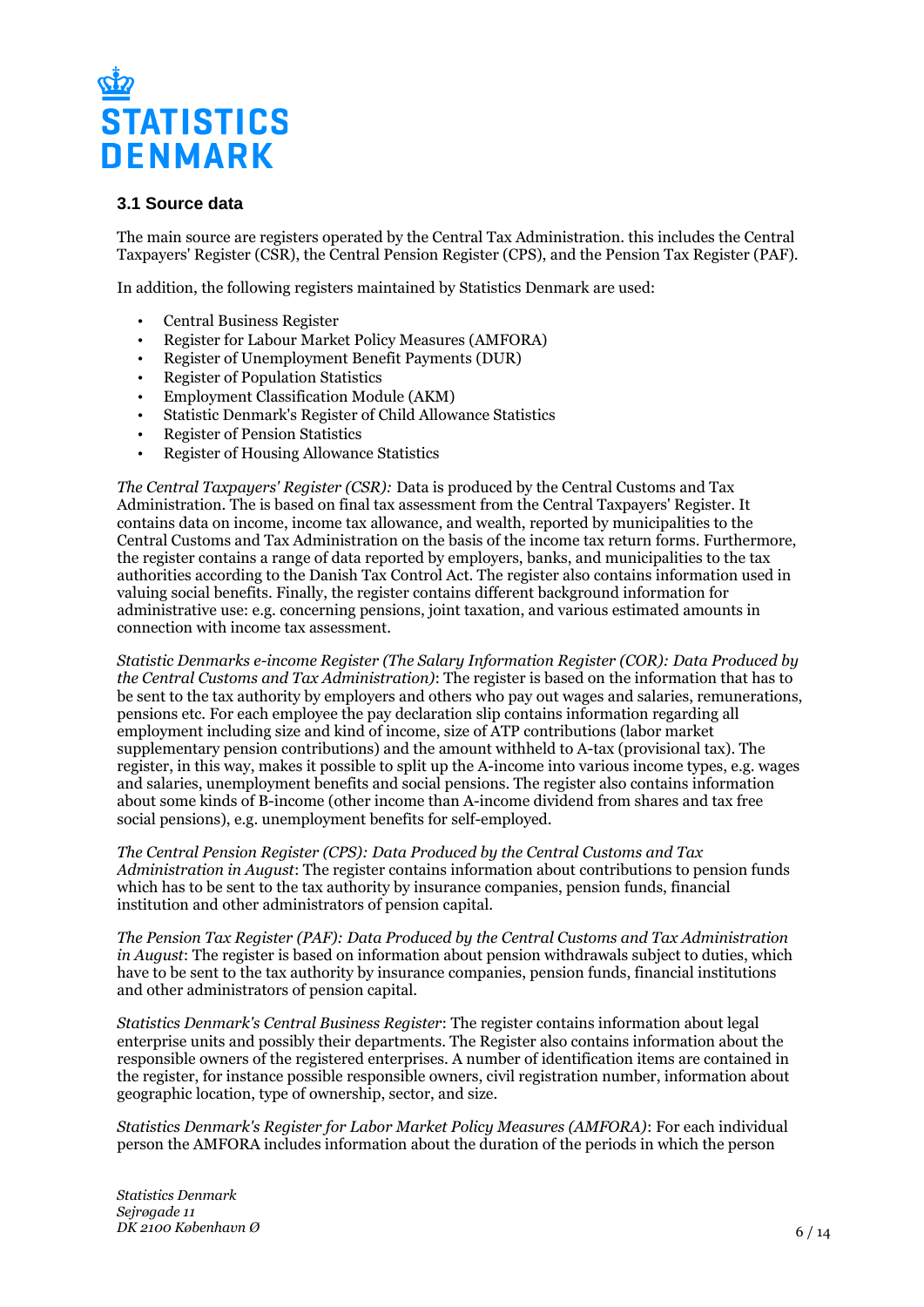### 3.1 Source data

The main source are registers operated by the Central Tax Administration. this includes the Central Taxpayers' Register (CSR), the Central Pension Register (CPS), and the Pension Tax Register (PAF).

In addition, the following registers maintained by Statistics Denmark are used:

- Central Business Register
- Register for Labour Market Policy Measures (AMFORA)
- Register of Unemployment Benefit Payments (DUR)
- Register of Population Statistics
- Employment Classification Module (AKM)
- Statistic Denmark's Register of Child Allowance Statistics
- Register of Pension Statistics
- Register of Housing Allowance Statistics

*The Central Taxpayers' Register (CSR):* Data is produced by the Central Customs and Tax Administration. The is based on final tax assessment from the Central Taxpayers' Register. It contains data on income, income tax allowance, and wealth, reported by municipalities to the Central Customs and Tax Administration on the basis of the income tax return forms. Furthermore, the register contains a range of data reported by employers, banks, and municipalities to the tax authorities according to the Danish Tax Control Act. The register also contains information used in valuing social benefits. Finally, the register contains different background information for administrative use: e.g. concerning pensions, joint taxation, and various estimated amounts in connection with income tax assessment.

*Statistic Denmarks e-income Register (The Salary Information Register (COR): Data Produced by the Central Customs and Tax Administration)*: The register is based on the information that has to be sent to the tax authority by employers and others who pay out wages and salaries, remunerations, pensions etc. For each employee the pay declaration slip contains information regarding all employment including size and kind of income, size of ATP contributions (labor market supplementary pension contributions) and the amount withheld to A-tax (provisional tax). The register, in this way, makes it possible to split up the A-income into various income types, e.g. wages and salaries, unemployment benefits and social pensions. The register also contains information about some kinds of B-income (other income than A-income dividend from shares and tax free social pensions), e.g. unemployment benefits for self-employed.

*The Central Pension Register (CPS): Data Produced by the Central Customs and Tax Administration in August*: The register contains information about contributions to pension funds which has to be sent to the tax authority by insurance companies, pension funds, financial institution and other administrators of pension capital.

*The Pension Tax Register (PAF): Data Produced by the Central Customs and Tax Administration in August*: The register is based on information about pension withdrawals subject to duties, which have to be sent to the tax authority by insurance companies, pension funds, financial institutions and other administrators of pension capital.

*Statistics Denmark's Central Business Register*: The register contains information about legal enterprise units and possibly their departments. The Register also contains information about the responsible owners of the registered enterprises. A number of identification items are contained in the register, for instance possible responsible owners, civil registration number, information about geographic location, type of ownership, sector, and size.

*Statistics Denmark's Register for Labor Market Policy Measures (AMFORA)*: For each individual person the AMFORA includes information about the duration of the periods in which the person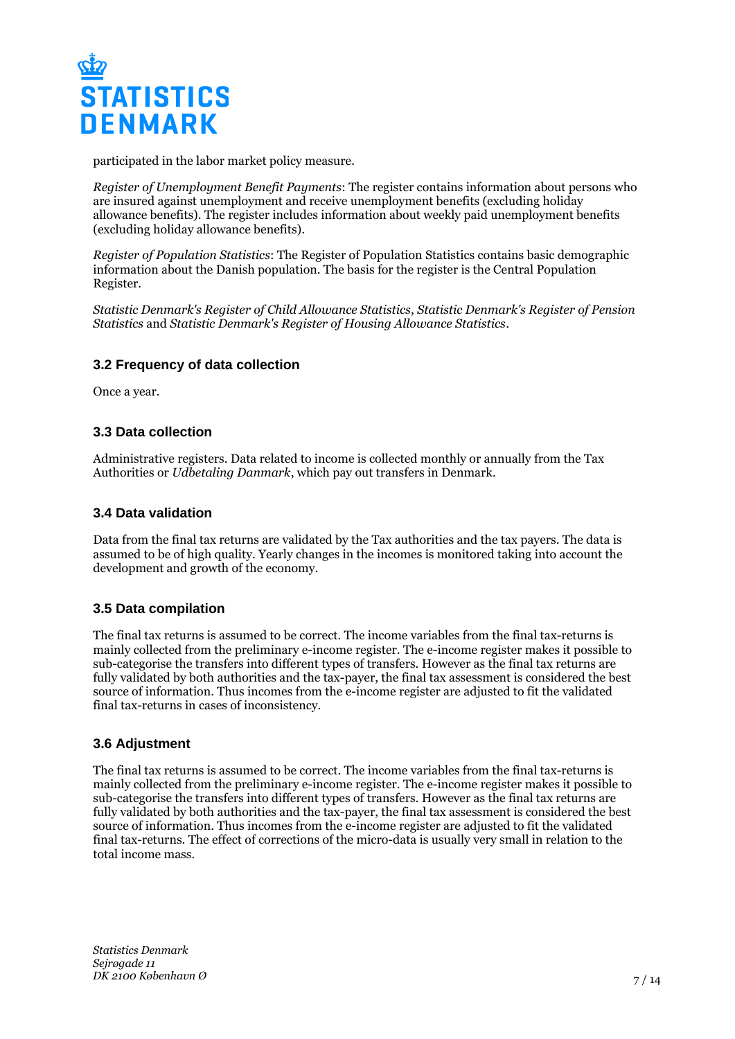participated in the labor market policy measure.

*Register of Unemployment Benefit Payments*: The register contains information about persons who are insured against unemployment and receive unemployment benefits (excluding holiday allowance benefits). The register includes information about weekly paid unemployment benefits (excluding holiday allowance benefits).

*Register of Population Statistics*: The Register of Population Statistics contains basic demographic information about the Danish population. The basis for the register is the Central Population Register.

*Statistic Denmark's Register of Child Allowance Statistics*, *Statistic Denmark's Register of Pension Statistics* and *Statistic Denmark's Register of Housing Allowance Statistics*.

### 3.2 Frequency of data collection

Once a year.

### 3.3 Data collection

Administrative registers. Data related to income is collected monthly or annually from the Tax Authorities or *Udbetaling Danmark*, which pay out transfers in Denmark.

### 3.4 Data validation

Data from the final tax returns are validated by the Tax authorities and the tax payers. The data is assumed to be of high quality. Yearly changes in the incomes is monitored taking into account the development and growth of the economy.

### 3.5 Data compilation

The final tax returns is assumed to be correct. The income variables from the final tax-returns is mainly collected from the preliminary e-income register. The e-income register makes it possible to sub-categorise the transfers into different types of transfers. However as the final tax returns are fully validated by both authorities and the tax-payer, the final tax assessment is considered the best source of information. Thus incomes from the e-income register are adjusted to fit the validated final tax-returns in cases of inconsistency.

### 3.6 Adjustment

The final tax returns is assumed to be correct. The income variables from the final tax-returns is mainly collected from the preliminary e-income register. The e-income register makes it possible to sub-categorise the transfers into different types of transfers. However as the final tax returns are fully validated by both authorities and the tax-payer, the final tax assessment is considered the best source of information. Thus incomes from the e-income register are adjusted to fit the validated final tax-returns. The effect of corrections of the micro-data is usually very small in relation to the total income mass.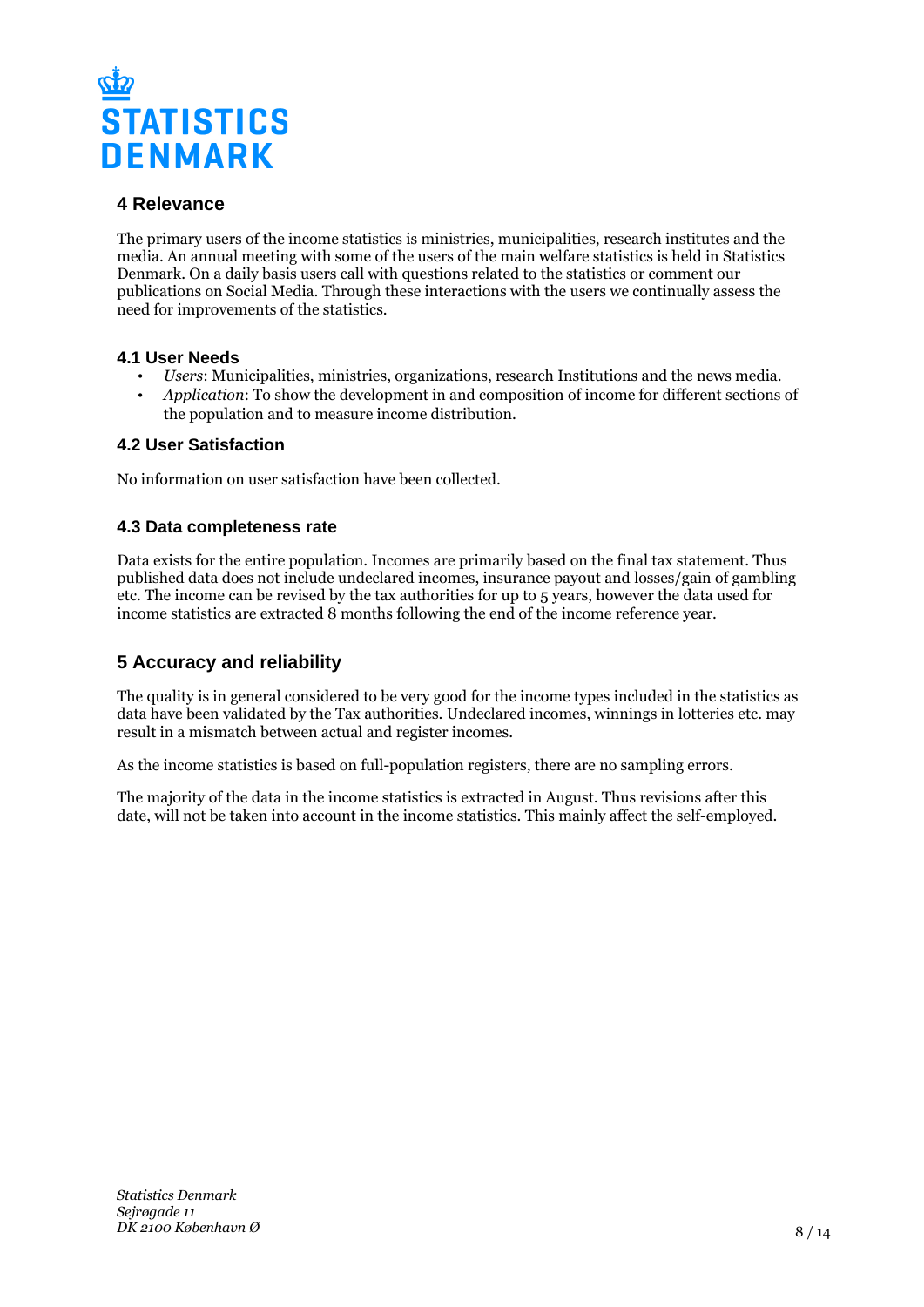## 4 Relevance

The primary users of the income statistics is ministries, municipalities, research institutes and the media. An annual meeting with some of the users of the main welfare statistics is held in Statistics Denmark. On a daily basis users call with questions related to the statistics or comment our publications on Social Media. Through these interactions with the users we continually assess the need for improvements of the statistics.

### 4.1 User Needs

- *Users*: Municipalities, ministries, organizations, research Institutions and the news media.
- *Application*: To show the development in and composition of income for different sections of the population and to measure income distribution.

### 4.2 User Satisfaction

No information on user satisfaction have been collected.

### 4.3 Data completeness rate

Data exists for the entire population. Incomes are primarily based on the final tax statement. Thus published data does not include undeclared incomes, insurance payout and losses/gain of gambling etc. The income can be revised by the tax authorities for up to 5 years, however the data used for income statistics are extracted 8 months following the end of the income reference year.

## 5 Accuracy and reliability

The quality is in general considered to be very good for the income types included in the statistics as data have been validated by the Tax authorities. Undeclared incomes, winnings in lotteries etc. may result in a mismatch between actual and register incomes.

As the income statistics is based on full-population registers, there are no sampling errors.

The majority of the data in the income statistics is extracted in August. Thus revisions after this date, will not be taken into account in the income statistics. This mainly affect the self-employed.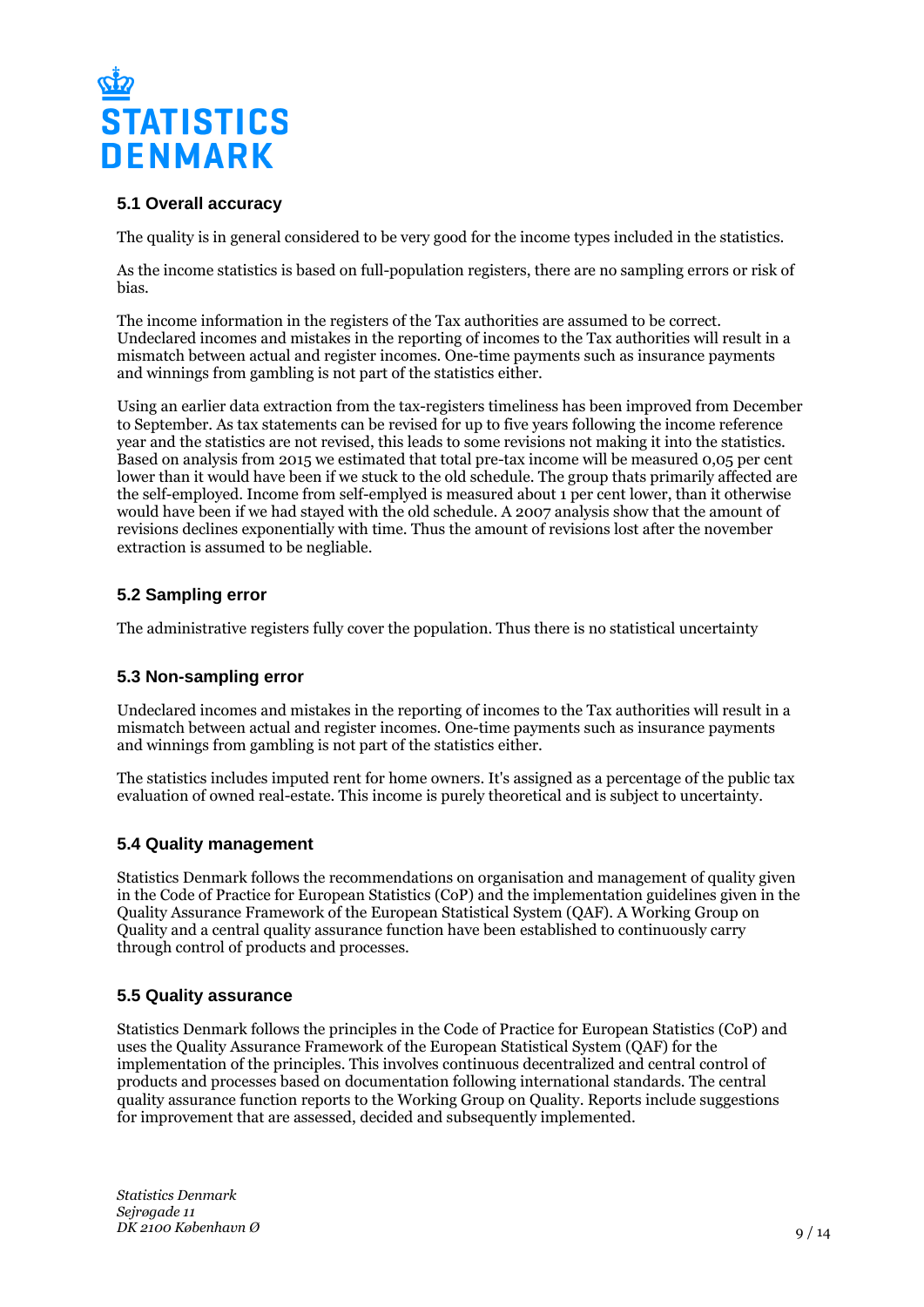## 5.1 Overall accuracy

The quality is in general considered to be very good for the income types included in the statistics.

As the income statistics is based on full-population registers, there are no sampling errors or risk of bias.

The income information in the registers of the Tax authorities are assumed to be correct. Undeclared incomes and mistakes in the reporting of incomes to the Tax authorities will result in a mismatch between actual and register incomes. One-time payments such as insurance payments and winnings from gambling is not part of the statistics either.

Using an earlier data extraction from the tax-registers timeliness has been improved from December to September. As tax statements can be revised for up to five years following the income reference year and the statistics are not revised, this leads to some revisions not making it into the statistics. Based on analysis from 2015 we estimated that total pre-tax income will be measured 0,05 per cent lower than it would have been if we stuck to the old schedule. The group thats primarily affected are the self-employed. Income from self-emplyed is measured about 1 per cent lower, than it otherwise would have been if we had stayed with the old schedule. A 2007 analysis show that the amount of revisions declines exponentially with time. Thus the amount of revisions lost after the november extraction is assumed to be negliable.

## 5.2 Sampling error

The administrative registers fully cover the population. Thus there is no statistical uncertainty

## 5.3 Non-sampling error

Undeclared incomes and mistakes in the reporting of incomes to the Tax authorities will result in a mismatch between actual and register incomes. One-time payments such as insurance payments and winnings from gambling is not part of the statistics either.

The statistics includes imputed rent for home owners. It's assigned as a percentage of the public tax evaluation of owned real-estate. This income is purely theoretical and is subject to uncertainty.

## 5.4 Quality management

Statistics Denmark follows the recommendations on organisation and management of quality given in the Code of Practice for European Statistics (CoP) and the implementation guidelines given in the Quality Assurance Framework of the European Statistical System (QAF). A Working Group on Quality and a central quality assurance function have been established to continuously carry through control of products and processes.

## 5.5 Quality assurance

Statistics Denmark follows the principles in the Code of Practice for European Statistics (CoP) and uses the Quality Assurance Framework of the European Statistical System (QAF) for the implementation of the principles. This involves continuous decentralized and central control of products and processes based on documentation following international standards. The central quality assurance function reports to the Working Group on Quality. Reports include suggestions for improvement that are assessed, decided and subsequently implemented.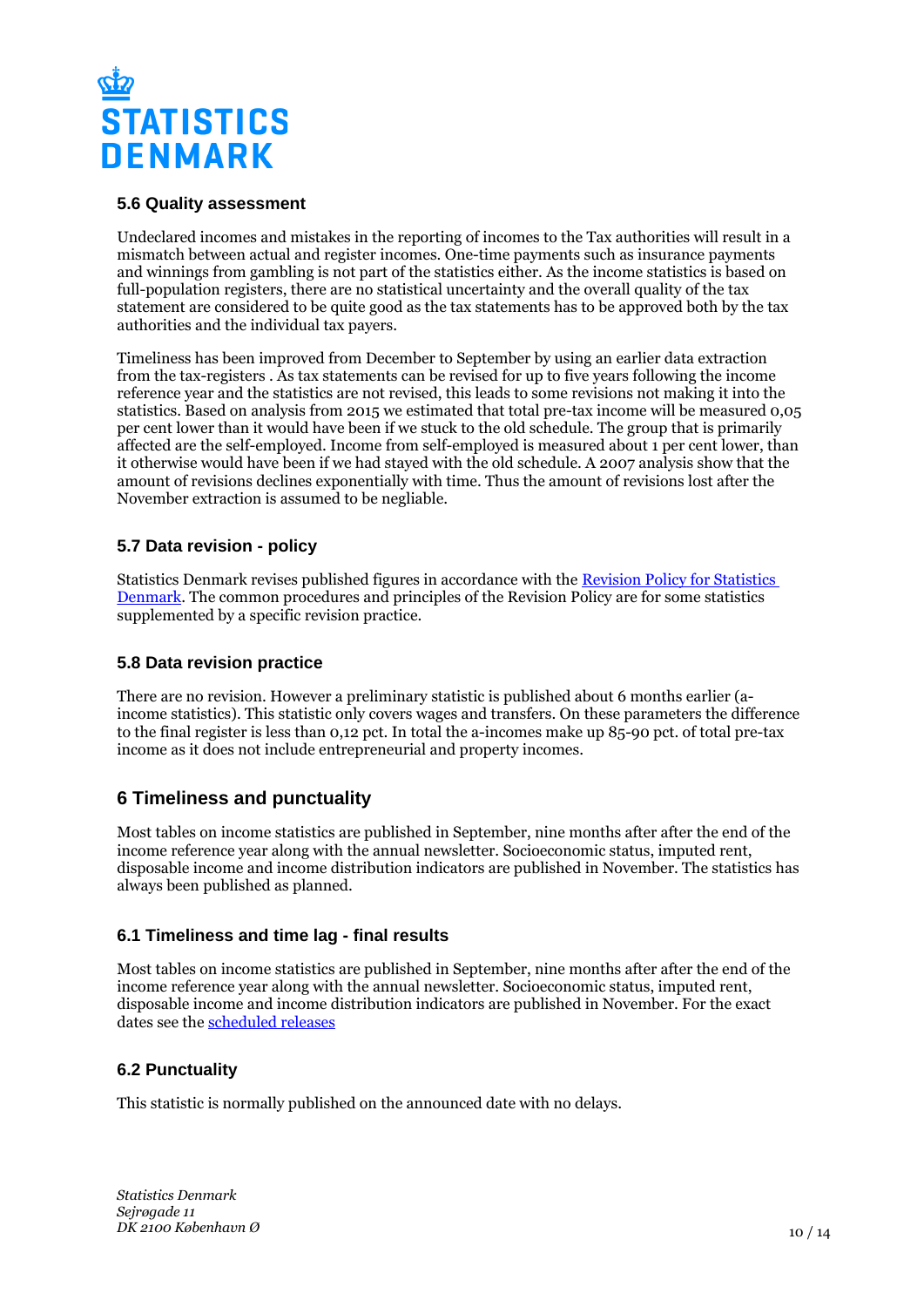### 5.6 Quality assessment

Undeclared incomes and mistakes in the reporting of incomes to the Tax authorities will result in a mismatch between actual and register incomes. One-time payments such as insurance payments and winnings from gambling is not part of the statistics either. As the income statistics is based on full-population registers, there are no statistical uncertainty and the overall quality of the tax statement are considered to be quite good as the tax statements has to be approved both by the tax authorities and the individual tax payers.

Timeliness has been improved from December to September by using an earlier data extraction from the tax-registers . As tax statements can be revised for up to five years following the income reference year and the statistics are not revised, this leads to some revisions not making it into the statistics. Based on analysis from 2015 we estimated that total pre-tax income will be measured 0,05 per cent lower than it would have been if we stuck to the old schedule. The group that is primarily affected are the self-employed. Income from self-employed is measured about 1 per cent lower, than it otherwise would have been if we had stayed with the old schedule. A 2007 analysis show that the amount of revisions declines exponentially with time. Thus the amount of revisions lost after the November extraction is assumed to be negliable.

### 5.7 Data revision - policy

Statistics Denmark revises published figures in accordance with the [Revision Policy for Statistics Denmark](). The common procedures and principles of the Revision Policy are for some statistics supplemented by a specific revision practice.

### 5.8 Data revision practice

There are no revision. However a preliminary statistic is published about 6 months earlier (a-income statistics). This statistic only covers wages and transfers. On these parameters the difference to the final register is less than 0,12 pct. In total the a-incomes make up 85-90 pct. of total pre-tax income as it does not include entrepreneurial and property incomes.

## 6 Timeliness and punctuality

Most tables on income statistics are published in September, nine months after after the end of the income reference year along with the annual newsletter. Socioeconomic status, imputed rent, disposable income and income distribution indicators are published in November. The statistics has always been published as planned.

### 6.1 Timeliness and time lag - final results

Most tables on income statistics are published in September, nine months after after the end of the income reference year along with the annual newsletter. Socioeconomic status, imputed rent, disposable income and income distribution indicators are published in November. For the exact dates see the [scheduled releases]()

### 6.2 Punctuality

This statistic is normally published on the announced date with no delays.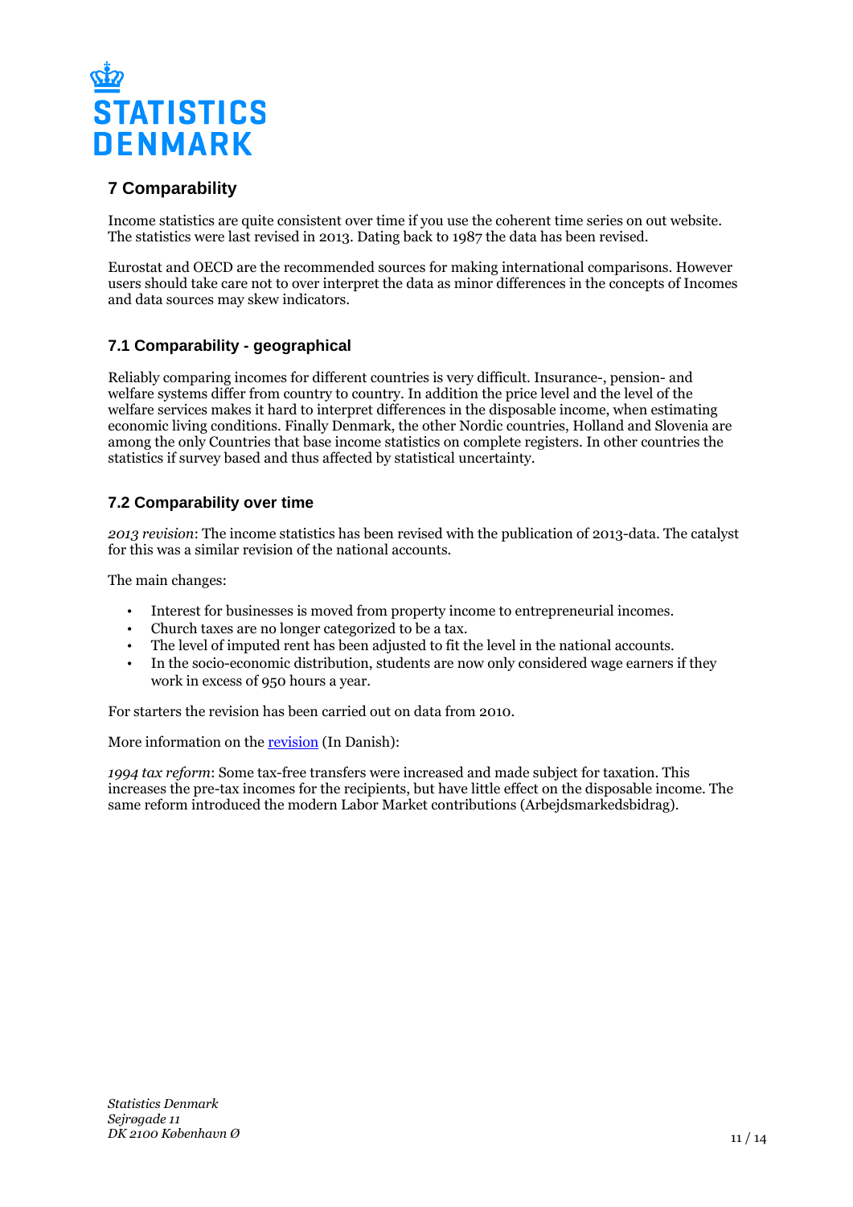## 7 Comparability

Income statistics are quite consistent over time if you use the coherent time series on out website. The statistics were last revised in 2013. Dating back to 1987 the data has been revised.

Eurostat and OECD are the recommended sources for making international comparisons. However users should take care not to over interpret the data as minor differences in the concepts of Incomes and data sources may skew indicators.

### 7.1 Comparability - geographical

Reliably comparing incomes for different countries is very difficult. Insurance-, pension- and welfare systems differ from country to country. In addition the price level and the level of the welfare services makes it hard to interpret differences in the disposable income, when estimating economic living conditions. Finally Denmark, the other Nordic countries, Holland and Slovenia are among the only Countries that base income statistics on complete registers. In other countries the statistics if survey based and thus affected by statistical uncertainty.

### 7.2 Comparability over time

*2013 revision*: The income statistics has been revised with the publication of 2013-data. The catalyst for this was a similar revision of the national accounts.

The main changes:

- Interest for businesses is moved from property income to entrepreneurial incomes.
- Church taxes are no longer categorized to be a tax.
- The level of imputed rent has been adjusted to fit the level in the national accounts.
- In the socio-economic distribution, students are now only considered wage earners if they work in excess of 950 hours a year.

For starters the revision has been carried out on data from 2010.

More information on the revision (In Danish):

*1994 tax reform*: Some tax-free transfers were increased and made subject for taxation. This increases the pre-tax incomes for the recipients, but have little effect on the disposable income. The same reform introduced the modern Labor Market contributions (Arbejdsmarkedsbidrag).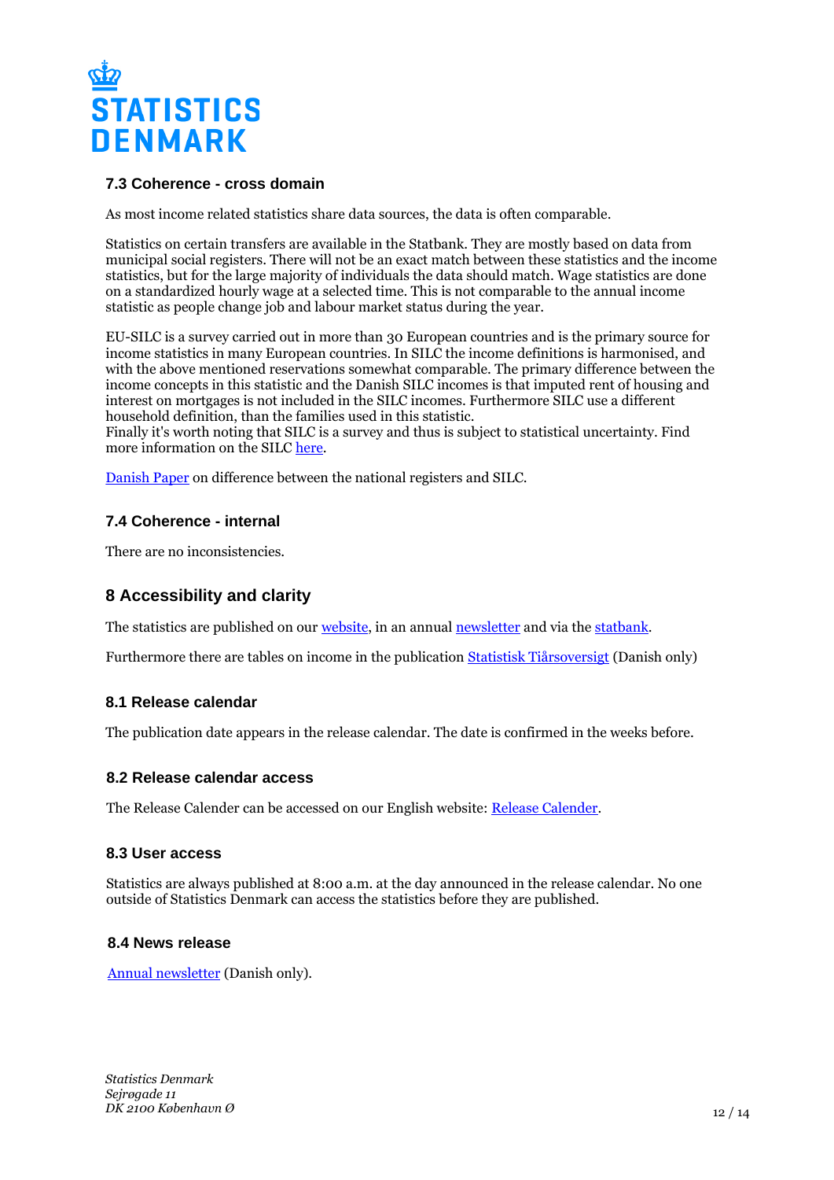### 7.3 Coherence - cross domain

As most income related statistics share data sources, the data is often comparable.

Statistics on certain transfers are available in the Statbank. They are mostly based on data from municipal social registers. There will not be an exact match between these statistics and the income statistics, but for the large majority of individuals the data should match. Wage statistics are done on a standardized hourly wage at a selected time. This is not comparable to the annual income statistic as people change job and labour market status during the year.

EU-SILC is a survey carried out in more than 30 European countries and is the primary source for income statistics in many European countries. In SILC the income definitions is harmonised, and with the above mentioned reservations somewhat comparable. The primary difference between the income concepts in this statistic and the Danish SILC incomes is that imputed rent of housing and interest on mortgages is not included in the SILC incomes. Furthermore SILC use a different household definition, than the families used in this statistic.
Finally it's worth noting that SILC is a survey and thus is subject to statistical uncertainty. Find more information on the SILC here.

Danish Paper on difference between the national registers and SILC.

### 7.4 Coherence - internal

There are no inconsistencies.

## 8 Accessibility and clarity

The statistics are published on our website, in an annual newsletter and via the statbank.

Furthermore there are tables on income in the publication Statistisk Tiårsoversigt (Danish only)

### 8.1 Release calendar

The publication date appears in the release calendar. The date is confirmed in the weeks before.

### 8.2 Release calendar access

The Release Calender can be accessed on our English website: Release Calender.

### 8.3 User access

Statistics are always published at 8:00 a.m. at the day announced in the release calendar. No one outside of Statistics Denmark can access the statistics before they are published.

### 8.4 News release

Annual newsletter (Danish only).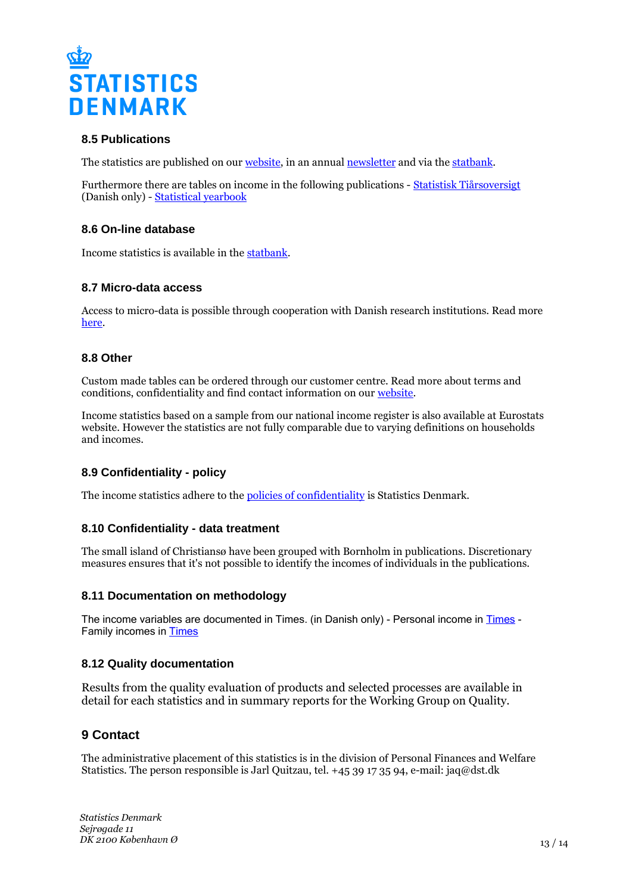### 8.5 Publications

The statistics are published on our website, in an annual newsletter and via the statbank.

Furthermore there are tables on income in the following publications - Statistisk Tiårsoversigt (Danish only) - Statistical yearbook

### 8.6 On-line database

Income statistics is available in the statbank.

### 8.7 Micro-data access

Access to micro-data is possible through cooperation with Danish research institutions. Read more here.

### 8.8 Other

Custom made tables can be ordered through our customer centre. Read more about terms and conditions, confidentiality and find contact information on our website.

Income statistics based on a sample from our national income register is also available at Eurostats website. However the statistics are not fully comparable due to varying definitions on households and incomes.

### 8.9 Confidentiality - policy

The income statistics adhere to the policies of confidentiality is Statistics Denmark.

### 8.10 Confidentiality - data treatment

The small island of Christiansø have been grouped with Bornholm in publications. Discretionary measures ensures that it's not possible to identify the incomes of individuals in the publications.

### 8.11 Documentation on methodology

The income variables are documented in Times. (in Danish only) - Personal income in Times - Family incomes in Times

### 8.12 Quality documentation

Results from the quality evaluation of products and selected processes are available in detail for each statistics and in summary reports for the Working Group on Quality.

## 9 Contact

The administrative placement of this statistics is in the division of Personal Finances and Welfare Statistics. The person responsible is Jarl Quitzau, tel. +45 39 17 35 94, e-mail: jaq@dst.dk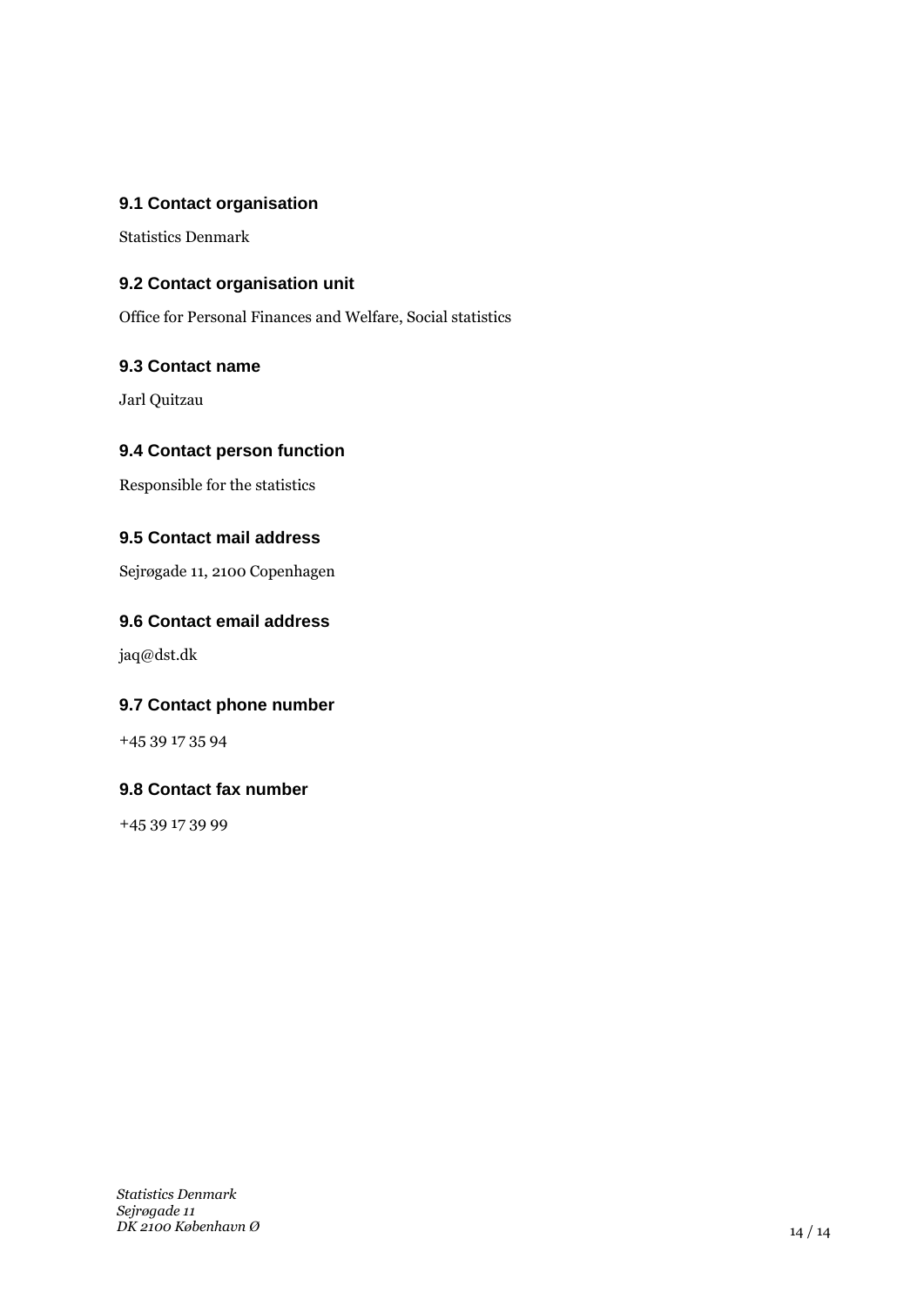### 9.1 Contact organisation

Statistics Denmark

### 9.2 Contact organisation unit

Office for Personal Finances and Welfare, Social statistics

### 9.3 Contact name

Jarl Quitzau

### 9.4 Contact person function

Responsible for the statistics

### 9.5 Contact mail address

Sejrøgade 11, 2100 Copenhagen

### 9.6 Contact email address

jaq@dst.dk

### 9.7 Contact phone number

+45 39 17 35 94

### 9.8 Contact fax number

+45 39 17 39 99